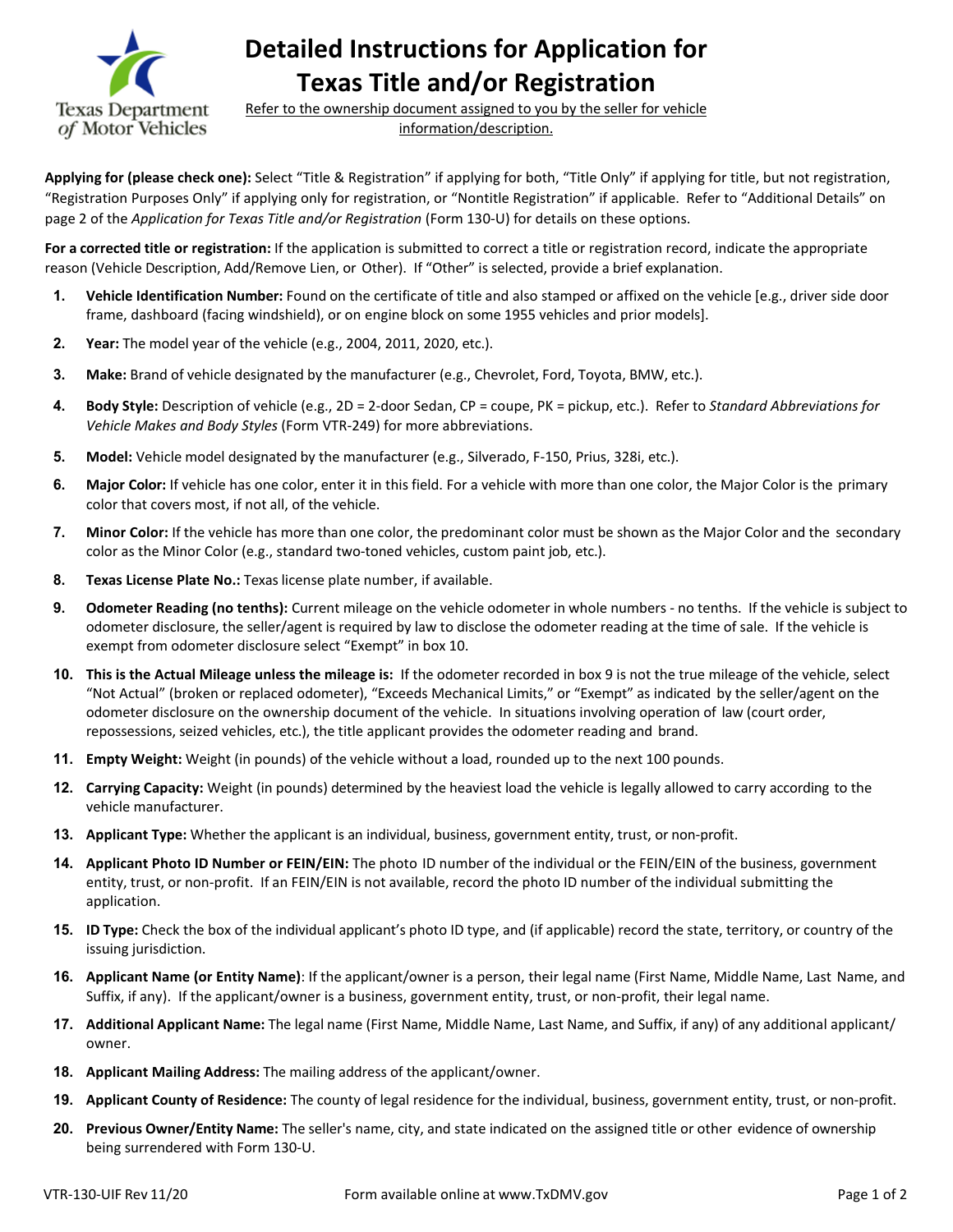# Detailed Instructions for Application for Texas Title and/or Registration

Texas Department of Motor Vehicles

Refer to the ownership document assigned to you by the seller for vehicle information/description.

**Applying for (please check one):** Select "Title & Registration" if applying for both, "Title Only" if applying for title, but not registration, "Registration Purposes Only" if applying only for registration, or "Nontitle Registration" if applicable. Refer to "Additional Details" on page 2 of the *Application for Texas Title and/or Registration* (Form 130-U) for details on these options.

**For a corrected title or registration:** If the application is submitted to correct a title or registration record, indicate the appropriate reason (Vehicle Description, Add/Remove Lien, or Other). If "Other" is selected, provide a brief explanation.

1. **Vehicle Identification Number:** Found on the certificate of title and also stamped or affixed on the vehicle [e.g., driver side door frame, dashboard (facing windshield), or on engine block on some 1955 vehicles and prior models].
2. **Year:** The model year of the vehicle (e.g., 2004, 2011, 2020, etc.).
3. **Make:** Brand of vehicle designated by the manufacturer (e.g., Chevrolet, Ford, Toyota, BMW, etc.).
4. **Body Style:** Description of vehicle (e.g., 2D = 2-door Sedan, CP = coupe, PK = pickup, etc.). Refer to *Standard Abbreviations for Vehicle Makes and Body Styles* (Form VTR-249) for more abbreviations.
5. **Model:** Vehicle model designated by the manufacturer (e.g., Silverado, F-150, Prius, 328i, etc.).
6. **Major Color:** If vehicle has one color, enter it in this field. For a vehicle with more than one color, the Major Color is the primary color that covers most, if not all, of the vehicle.
7. **Minor Color:** If the vehicle has more than one color, the predominant color must be shown as the Major Color and the secondary color as the Minor Color (e.g., standard two-toned vehicles, custom paint job, etc.).
8. **Texas License Plate No.:** Texas license plate number, if available.
9. **Odometer Reading (no tenths):** Current mileage on the vehicle odometer in whole numbers - no tenths. If the vehicle is subject to odometer disclosure, the seller/agent is required by law to disclose the odometer reading at the time of sale. If the vehicle is exempt from odometer disclosure select "Exempt" in box 10.
10. **This is the Actual Mileage unless the mileage is:** If the odometer recorded in box 9 is not the true mileage of the vehicle, select "Not Actual" (broken or replaced odometer), "Exceeds Mechanical Limits," or "Exempt" as indicated by the seller/agent on the odometer disclosure on the ownership document of the vehicle. In situations involving operation of law (court order, repossessions, seized vehicles, etc.), the title applicant provides the odometer reading and brand.
11. **Empty Weight:** Weight (in pounds) of the vehicle without a load, rounded up to the next 100 pounds.
12. **Carrying Capacity:** Weight (in pounds) determined by the heaviest load the vehicle is legally allowed to carry according to the vehicle manufacturer.
13. **Applicant Type:** Whether the applicant is an individual, business, government entity, trust, or non-profit.
14. **Applicant Photo ID Number or FEIN/EIN:** The photo ID number of the individual or the FEIN/EIN of the business, government entity, trust, or non-profit. If an FEIN/EIN is not available, record the photo ID number of the individual submitting the application.
15. **ID Type:** Check the box of the individual applicant's photo ID type, and (if applicable) record the state, territory, or country of the issuing jurisdiction.
16. **Applicant Name (or Entity Name)**: If the applicant/owner is a person, their legal name (First Name, Middle Name, Last Name, and Suffix, if any). If the applicant/owner is a business, government entity, trust, or non-profit, their legal name.
17. **Additional Applicant Name:** The legal name (First Name, Middle Name, Last Name, and Suffix, if any) of any additional applicant/ owner.
18. **Applicant Mailing Address:** The mailing address of the applicant/owner.
19. **Applicant County of Residence:** The county of legal residence for the individual, business, government entity, trust, or non-profit.
20. **Previous Owner/Entity Name:** The seller's name, city, and state indicated on the assigned title or other evidence of ownership being surrendered with Form 130-U.

VTR-130-UIF Rev 11/20 Form available online at www.TxDMV.gov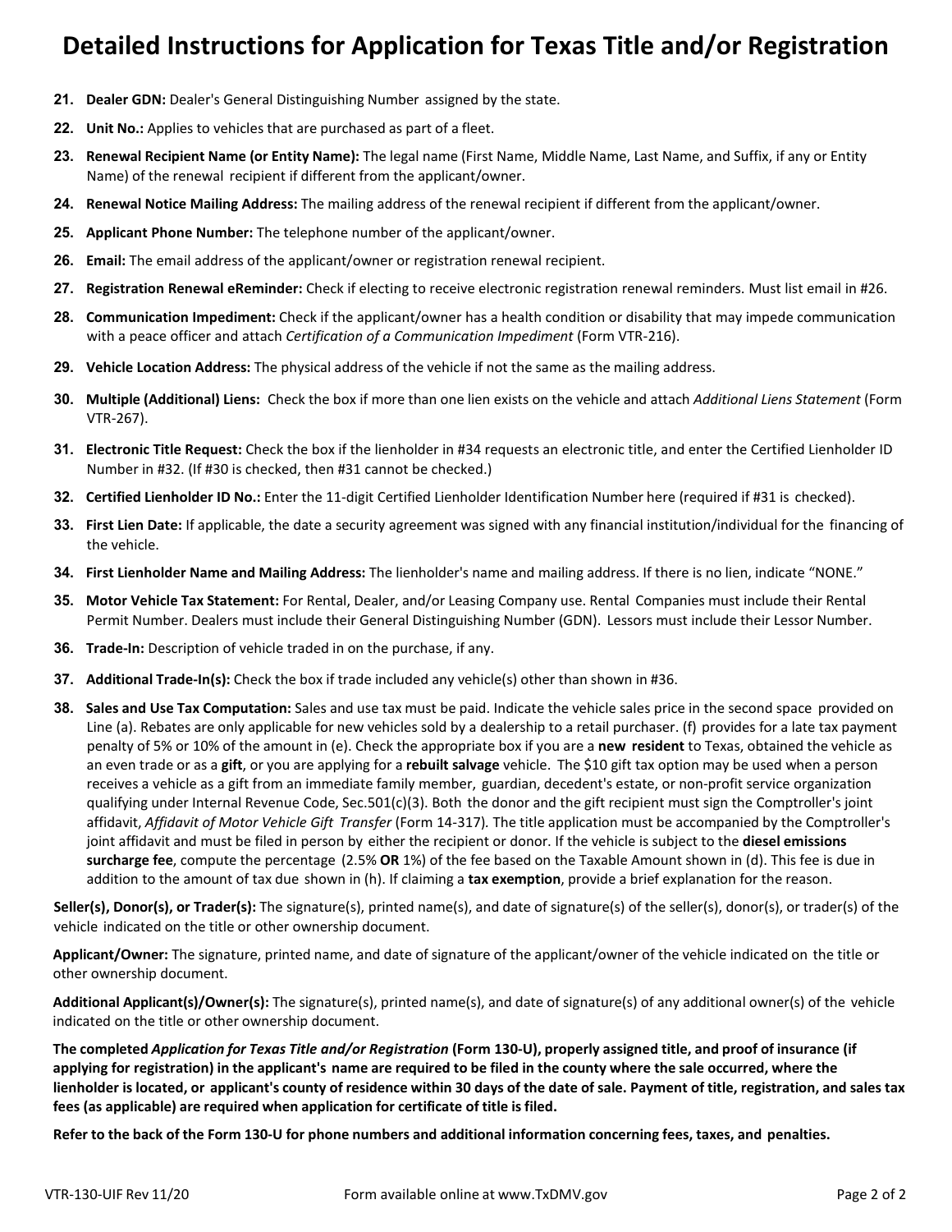# Detailed Instructions for Application for Texas Title and/or Registration

21. **Dealer GDN:** Dealer's General Distinguishing Number assigned by the state.
22. **Unit No.:** Applies to vehicles that are purchased as part of a fleet.
23. **Renewal Recipient Name (or Entity Name):** The legal name (First Name, Middle Name, Last Name, and Suffix, if any or Entity Name) of the renewal recipient if different from the applicant/owner.
24. **Renewal Notice Mailing Address:** The mailing address of the renewal recipient if different from the applicant/owner.
25. **Applicant Phone Number:** The telephone number of the applicant/owner.
26. **Email:** The email address of the applicant/owner or registration renewal recipient.
27. **Registration Renewal eReminder:** Check if electing to receive electronic registration renewal reminders. Must list email in #26.
28. **Communication Impediment:** Check if the applicant/owner has a health condition or disability that may impede communication with a peace officer and attach *Certification of a Communication Impediment* (Form VTR-216).
29. **Vehicle Location Address:** The physical address of the vehicle if not the same as the mailing address.
30. **Multiple (Additional) Liens:** Check the box if more than one lien exists on the vehicle and attach *Additional Liens Statement* (Form VTR-267).
31. **Electronic Title Request:** Check the box if the lienholder in #34 requests an electronic title, and enter the Certified Lienholder ID Number in #32. (If #30 is checked, then #31 cannot be checked.)
32. **Certified Lienholder ID No.:** Enter the 11-digit Certified Lienholder Identification Number here (required if #31 is checked).
33. **First Lien Date:** If applicable, the date a security agreement was signed with any financial institution/individual for the financing of the vehicle.
34. **First Lienholder Name and Mailing Address:** The lienholder's name and mailing address. If there is no lien, indicate "NONE."
35. **Motor Vehicle Tax Statement:** For Rental, Dealer, and/or Leasing Company use. Rental Companies must include their Rental Permit Number. Dealers must include their General Distinguishing Number (GDN). Lessors must include their Lessor Number.
36. **Trade-In:** Description of vehicle traded in on the purchase, if any.
37. **Additional Trade-In(s):** Check the box if trade included any vehicle(s) other than shown in #36.
38. **Sales and Use Tax Computation:** Sales and use tax must be paid. Indicate the vehicle sales price in the second space provided on Line (a). Rebates are only applicable for new vehicles sold by a dealership to a retail purchaser. (f) provides for a late tax payment penalty of 5% or 10% of the amount in (e). Check the appropriate box if you are a **new resident** to Texas, obtained the vehicle as an even trade or as a **gift**, or you are applying for a **rebuilt salvage** vehicle. The $10 gift tax option may be used when a person receives a vehicle as a gift from an immediate family member, guardian, decedent's estate, or non-profit service organization qualifying under Internal Revenue Code, Sec.501(c)(3). Both the donor and the gift recipient must sign the Comptroller's joint affidavit, *Affidavit of Motor Vehicle Gift Transfer* (Form 14-317). The title application must be accompanied by the Comptroller's joint affidavit and must be filed in person by either the recipient or donor. If the vehicle is subject to the **diesel emissions surcharge fee**, compute the percentage (2.5% **OR** 1%) of the fee based on the Taxable Amount shown in (d). This fee is due in addition to the amount of tax due shown in (h). If claiming a **tax exemption**, provide a brief explanation for the reason.

**Seller(s), Donor(s), or Trader(s):** The signature(s), printed name(s), and date of signature(s) of the seller(s), donor(s), or trader(s) of the vehicle indicated on the title or other ownership document.

**Applicant/Owner:** The signature, printed name, and date of signature of the applicant/owner of the vehicle indicated on the title or other ownership document.

**Additional Applicant(s)/Owner(s):** The signature(s), printed name(s), and date of signature(s) of any additional owner(s) of the vehicle indicated on the title or other ownership document.

**The completed *Application for Texas Title and/or Registration* (Form 130-U), properly assigned title, and proof of insurance (if applying for registration) in the applicant's name are required to be filed in the county where the sale occurred, where the lienholder is located, or applicant's county of residence within 30 days of the date of sale. Payment of title, registration, and sales tax fees (as applicable) are required when application for certificate of title is filed.**

**Refer to the back of the Form 130-U for phone numbers and additional information concerning fees, taxes, and penalties.**

VTR-130-UIF Rev 11/20 Form available online at www.TxDMV.gov